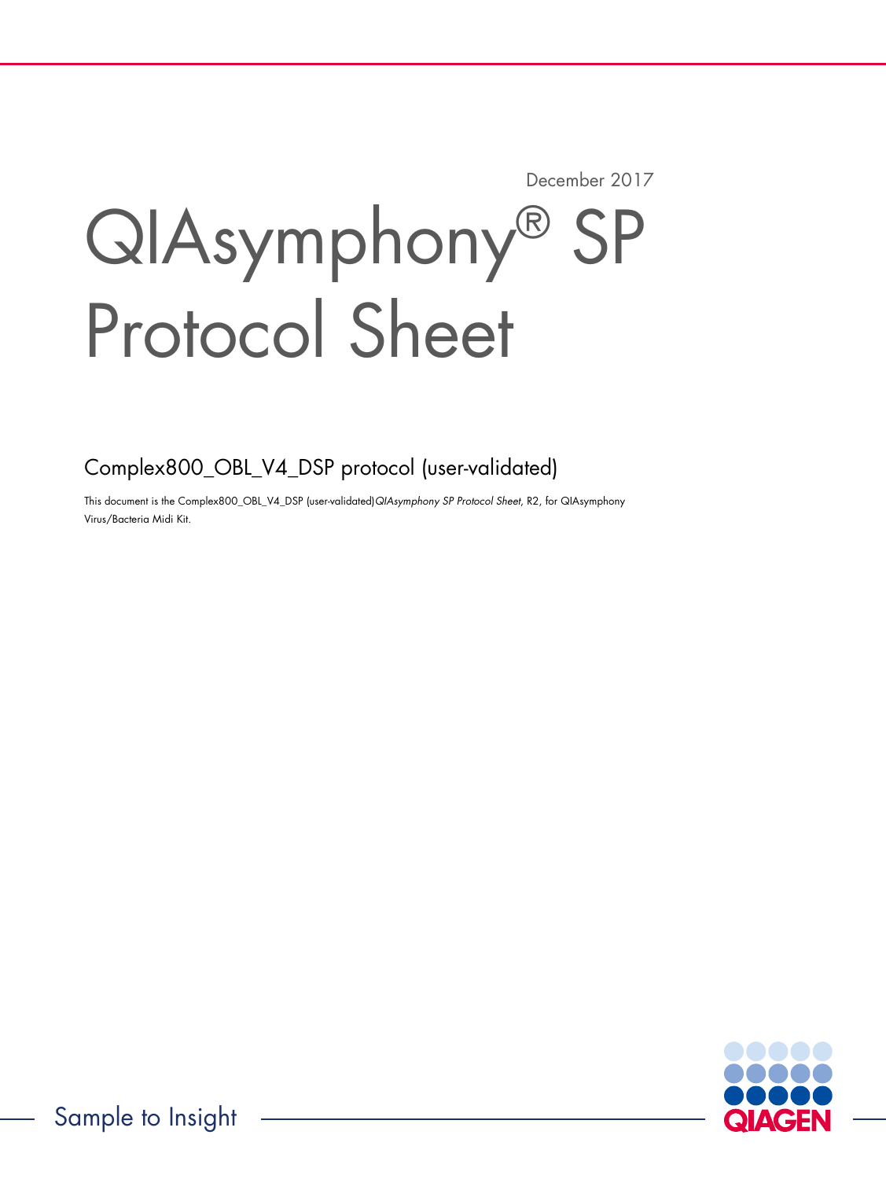December 2017

# QIAsymphony® SP Protocol Sheet

## Complex800_OBL_V4_DSP protocol (user-validated)

This document is the Complex800_OBL_V4_DSP (user-validated) *QIAsymphony SP Protocol Sheet*, R2, for QIAsymphony Virus/Bacteria Midi Kit.

Sample to Insight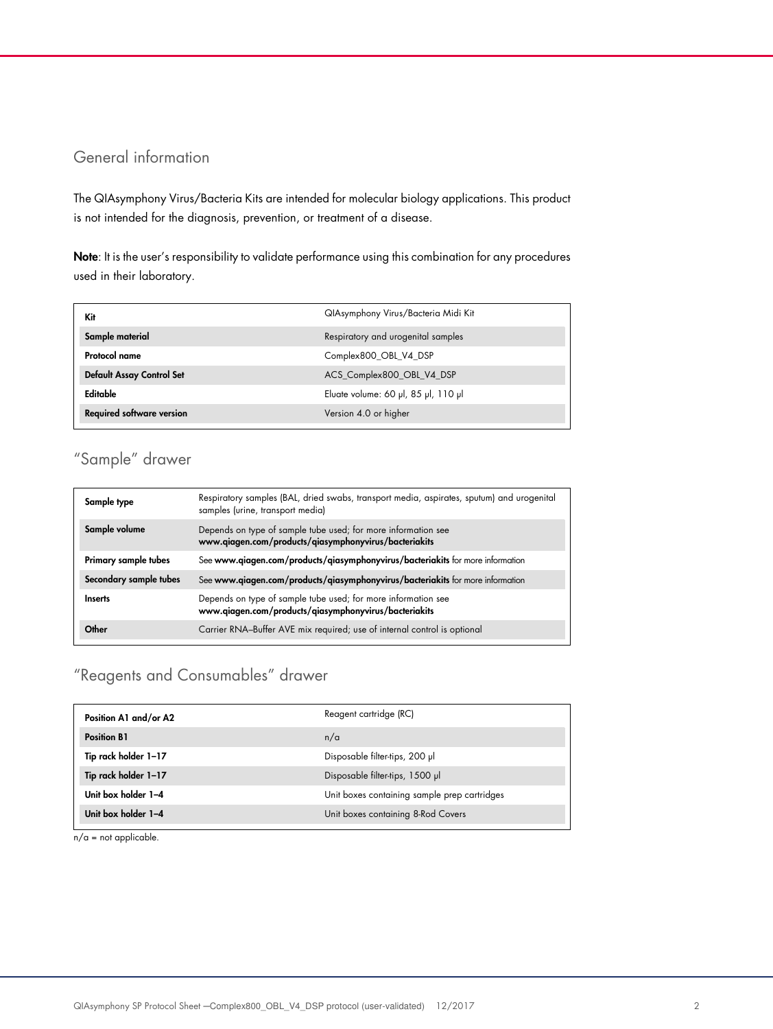## General information

The QIAsymphony Virus/Bacteria Kits are intended for molecular biology applications. This product is not intended for the diagnosis, prevention, or treatment of a disease.

**Note**: It is the user's responsibility to validate performance using this combination for any procedures used in their laboratory.

| **Kit** | QIAsymphony Virus/Bacteria Midi Kit |
|---|---|
| **Sample material** | Respiratory and urogenital samples |
| **Protocol name** | Complex800_OBL_V4_DSP |
| **Default Assay Control Set** | ACS_Complex800_OBL_V4_DSP |
| **Editable** | Eluate volume: 60 µl, 85 µl, 110 µl |
| **Required software version** | Version 4.0 or higher |

## "Sample" drawer

| **Sample type** | Respiratory samples (BAL, dried swabs, transport media, aspirates, sputum) and urogenital samples (urine, transport media) |
|---|---|
| **Sample volume** | Depends on type of sample tube used; for more information see **www.qiagen.com/products/qiasymphonyvirus/bacteriakits** |
| **Primary sample tubes** | See **www.qiagen.com/products/qiasymphonyvirus/bacteriakits** for more information |
| **Secondary sample tubes** | See **www.qiagen.com/products/qiasymphonyvirus/bacteriakits** for more information |
| **Inserts** | Depends on type of sample tube used; for more information see **www.qiagen.com/products/qiasymphonyvirus/bacteriakits** |
| **Other** | Carrier RNA–Buffer AVE mix required; use of internal control is optional |

## "Reagents and Consumables" drawer

| **Position A1 and/or A2** | Reagent cartridge (RC) |
|---|---|
| **Position B1** | n/a |
| **Tip rack holder 1–17** | Disposable filter-tips, 200 µl |
| **Tip rack holder 1–17** | Disposable filter-tips, 1500 µl |
| **Unit box holder 1–4** | Unit boxes containing sample prep cartridges |
| **Unit box holder 1–4** | Unit boxes containing 8-Rod Covers |

n/a = not applicable.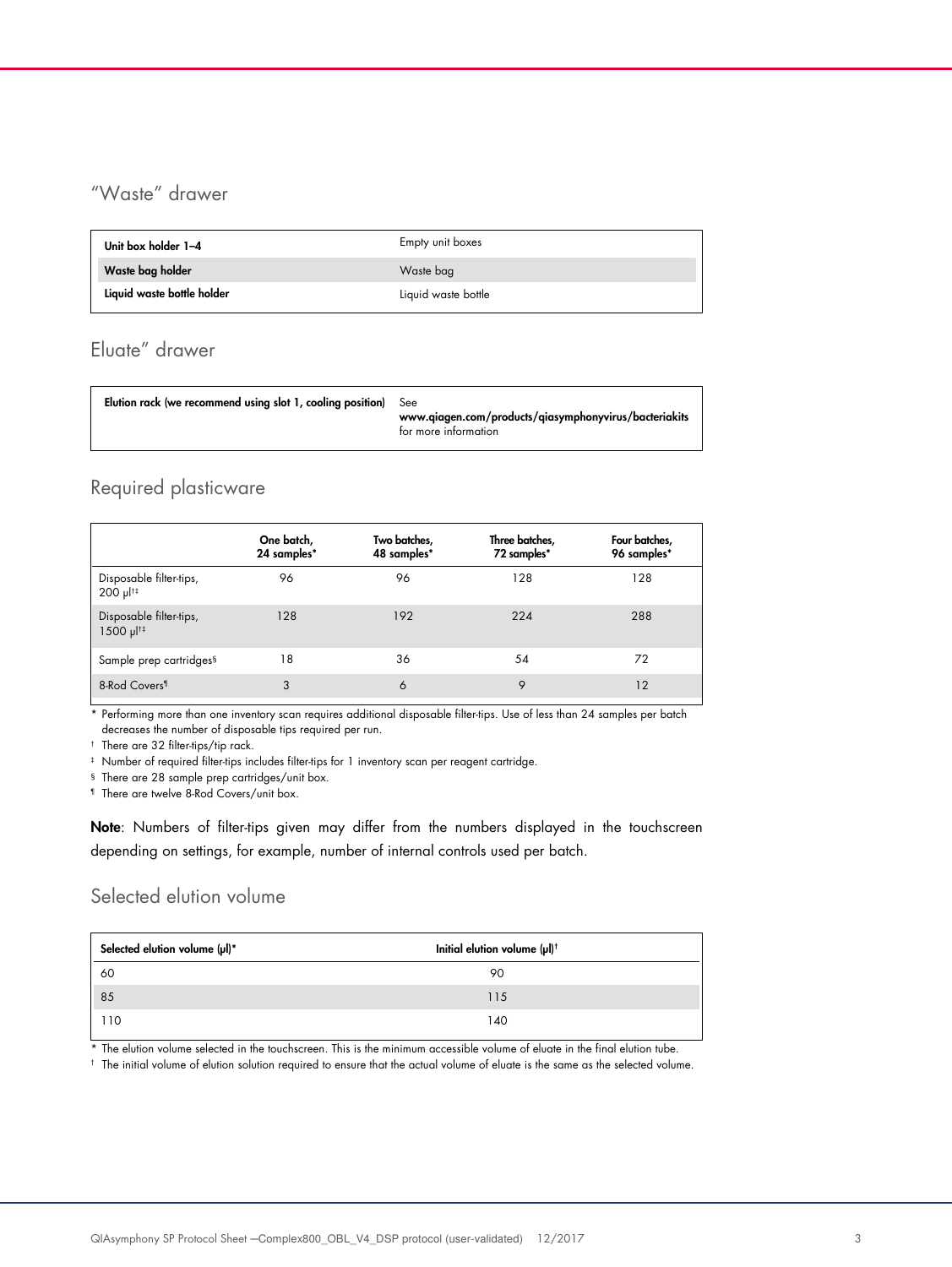## "Waste" drawer

| | |
|---|---|
| **Unit box holder 1–4** | Empty unit boxes |
| **Waste bag holder** | Waste bag |
| **Liquid waste bottle holder** | Liquid waste bottle |

## Eluate" drawer

| | |
|---|---|
| **Elution rack (we recommend using slot 1, cooling position)** | See **www.qiagen.com/products/qiasymphonyvirus/bacteriakits** for more information |

## Required plasticware

| | One batch, 24 samples* | Two batches, 48 samples* | Three batches, 72 samples* | Four batches, 96 samples* |
|---|---|---|---|---|
| Disposable filter-tips, 200 µl†‡ | 96 | 96 | 128 | 128 |
| Disposable filter-tips, 1500 µl†‡ | 128 | 192 | 224 | 288 |
| Sample prep cartridges§ | 18 | 36 | 54 | 72 |
| 8-Rod Covers¶ | 3 | 6 | 9 | 12 |

\* Performing more than one inventory scan requires additional disposable filter-tips. Use of less than 24 samples per batch decreases the number of disposable tips required per run.

† There are 32 filter-tips/tip rack.

‡ Number of required filter-tips includes filter-tips for 1 inventory scan per reagent cartridge.

§ There are 28 sample prep cartridges/unit box.

¶ There are twelve 8-Rod Covers/unit box.

**Note**: Numbers of filter-tips given may differ from the numbers displayed in the touchscreen depending on settings, for example, number of internal controls used per batch.

## Selected elution volume

| Selected elution volume (µl)* | Initial elution volume (µl)† |
|---|---|
| 60 | 90 |
| 85 | 115 |
| 110 | 140 |

\* The elution volume selected in the touchscreen. This is the minimum accessible volume of eluate in the final elution tube.

† The initial volume of elution solution required to ensure that the actual volume of eluate is the same as the selected volume.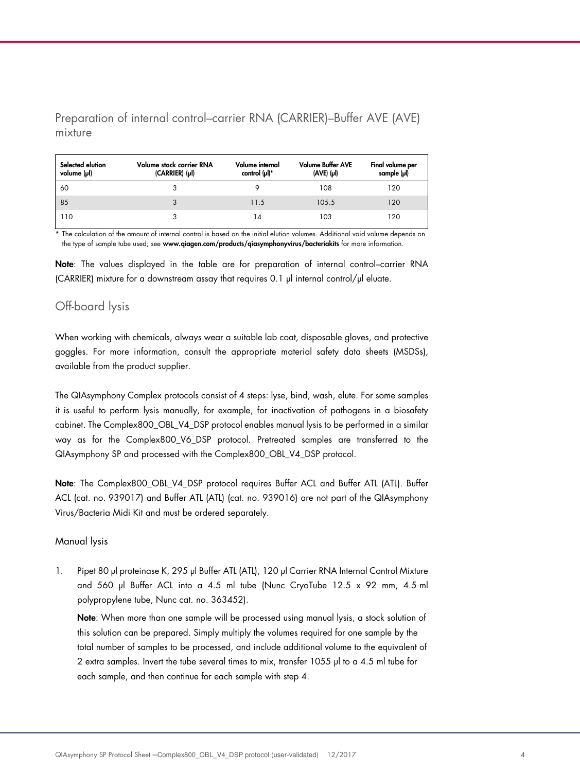## Preparation of internal control–carrier RNA (CARRIER)–Buffer AVE (AVE) mixture

| Selected elution volume (µl) | Volume stock carrier RNA (CARRIER) (µl) | Volume internal control (µl)* | Volume Buffer AVE (AVE) (µl) | Final volume per sample (µl) |
|---|---|---|---|---|
| 60 | 3 | 9 | 108 | 120 |
| 85 | 3 | 11.5 | 105.5 | 120 |
| 110 | 3 | 14 | 103 | 120 |

\* The calculation of the amount of internal control is based on the initial elution volumes. Additional void volume depends on the type of sample tube used; see **www.qiagen.com/products/qiasymphonyvirus/bacteriakits** for more information.

**Note**: The values displayed in the table are for preparation of internal control–carrier RNA (CARRIER) mixture for a downstream assay that requires 0.1 µl internal control/µl eluate.

## Off-board lysis

When working with chemicals, always wear a suitable lab coat, disposable gloves, and protective goggles. For more information, consult the appropriate material safety data sheets (MSDSs), available from the product supplier.

The QIAsymphony Complex protocols consist of 4 steps: lyse, bind, wash, elute. For some samples it is useful to perform lysis manually, for example, for inactivation of pathogens in a biosafety cabinet. The Complex800_OBL_V4_DSP protocol enables manual lysis to be performed in a similar way as for the Complex800_V6_DSP protocol. Pretreated samples are transferred to the QIAsymphony SP and processed with the Complex800_OBL_V4_DSP protocol.

**Note**: The Complex800_OBL_V4_DSP protocol requires Buffer ACL and Buffer ATL (ATL). Buffer ACL (cat. no. 939017) and Buffer ATL (ATL) (cat. no. 939016) are not part of the QIAsymphony Virus/Bacteria Midi Kit and must be ordered separately.

### Manual lysis

1. Pipet 80 µl proteinase K, 295 µl Buffer ATL (ATL), 120 µl Carrier RNA Internal Control Mixture and 560 µl Buffer ACL into a 4.5 ml tube (Nunc CryoTube 12.5 x 92 mm, 4.5 ml polypropylene tube, Nunc cat. no. 363452).

   **Note**: When more than one sample will be processed using manual lysis, a stock solution of this solution can be prepared. Simply multiply the volumes required for one sample by the total number of samples to be processed, and include additional volume to the equivalent of 2 extra samples. Invert the tube several times to mix, transfer 1055 µl to a 4.5 ml tube for each sample, and then continue for each sample with step 4.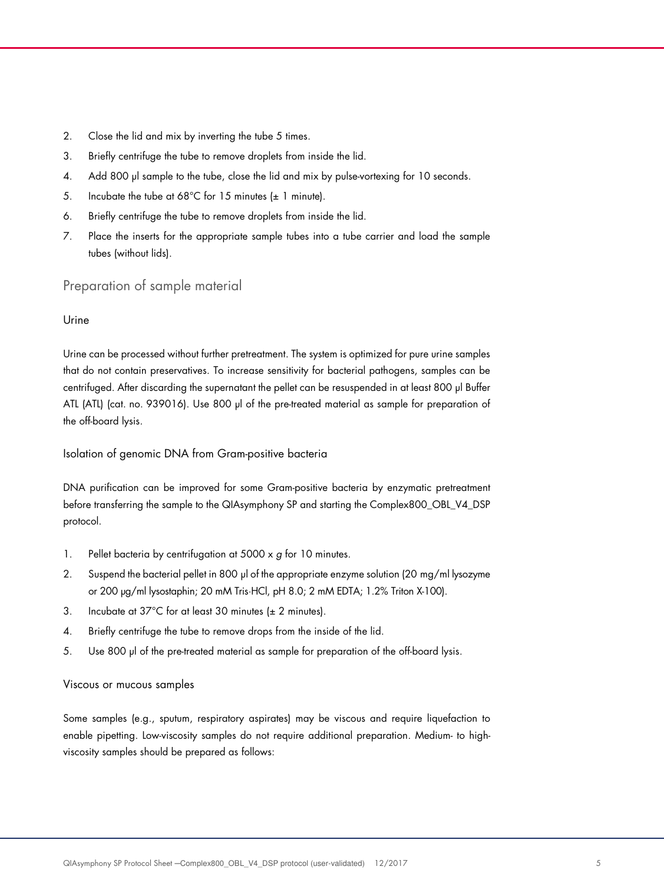2. Close the lid and mix by inverting the tube 5 times.
3. Briefly centrifuge the tube to remove droplets from inside the lid.
4. Add 800 µl sample to the tube, close the lid and mix by pulse-vortexing for 10 seconds.
5. Incubate the tube at 68°C for 15 minutes (± 1 minute).
6. Briefly centrifuge the tube to remove droplets from inside the lid.
7. Place the inserts for the appropriate sample tubes into a tube carrier and load the sample tubes (without lids).

## Preparation of sample material

### Urine

Urine can be processed without further pretreatment. The system is optimized for pure urine samples that do not contain preservatives. To increase sensitivity for bacterial pathogens, samples can be centrifuged. After discarding the supernatant the pellet can be resuspended in at least 800 µl Buffer ATL (ATL) (cat. no. 939016). Use 800 µl of the pre-treated material as sample for preparation of the off-board lysis.

### Isolation of genomic DNA from Gram-positive bacteria

DNA purification can be improved for some Gram-positive bacteria by enzymatic pretreatment before transferring the sample to the QIAsymphony SP and starting the Complex800_OBL_V4_DSP protocol.

1. Pellet bacteria by centrifugation at 5000 x *g* for 10 minutes.
2. Suspend the bacterial pellet in 800 µl of the appropriate enzyme solution (20 mg/ml lysozyme or 200 µg/ml lysostaphin; 20 mM Tris·HCl, pH 8.0; 2 mM EDTA; 1.2% Triton X-100).
3. Incubate at 37°C for at least 30 minutes (± 2 minutes).
4. Briefly centrifuge the tube to remove drops from the inside of the lid.
5. Use 800 µl of the pre-treated material as sample for preparation of the off-board lysis.

### Viscous or mucous samples

Some samples (e.g., sputum, respiratory aspirates) may be viscous and require liquefaction to enable pipetting. Low-viscosity samples do not require additional preparation. Medium- to high-viscosity samples should be prepared as follows: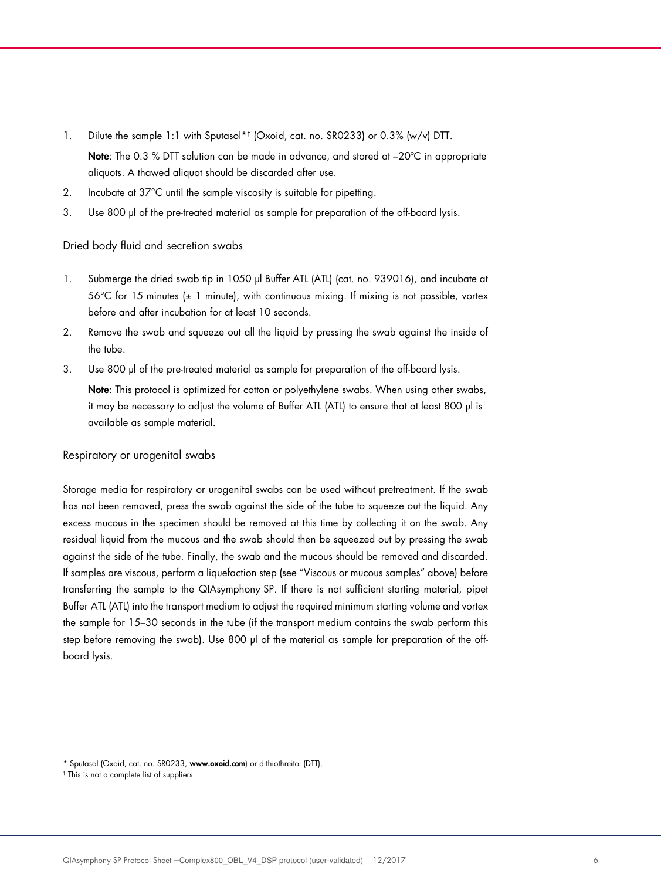1. Dilute the sample 1:1 with Sputasol*† (Oxoid, cat. no. SR0233) or 0.3% (w/v) DTT.

   **Note**: The 0.3 % DTT solution can be made in advance, and stored at –20°C in appropriate aliquots. A thawed aliquot should be discarded after use.

2. Incubate at 37°C until the sample viscosity is suitable for pipetting.
3. Use 800 µl of the pre-treated material as sample for preparation of the off-board lysis.

### Dried body fluid and secretion swabs

1. Submerge the dried swab tip in 1050 µl Buffer ATL (ATL) (cat. no. 939016), and incubate at 56°C for 15 minutes (± 1 minute), with continuous mixing. If mixing is not possible, vortex before and after incubation for at least 10 seconds.
2. Remove the swab and squeeze out all the liquid by pressing the swab against the inside of the tube.
3. Use 800 µl of the pre-treated material as sample for preparation of the off-board lysis.

   **Note**: This protocol is optimized for cotton or polyethylene swabs. When using other swabs, it may be necessary to adjust the volume of Buffer ATL (ATL) to ensure that at least 800 µl is available as sample material.

### Respiratory or urogenital swabs

Storage media for respiratory or urogenital swabs can be used without pretreatment. If the swab has not been removed, press the swab against the side of the tube to squeeze out the liquid. Any excess mucous in the specimen should be removed at this time by collecting it on the swab. Any residual liquid from the mucous and the swab should then be squeezed out by pressing the swab against the side of the tube. Finally, the swab and the mucous should be removed and discarded. If samples are viscous, perform a liquefaction step (see "Viscous or mucous samples" above) before transferring the sample to the QIAsymphony SP. If there is not sufficient starting material, pipet Buffer ATL (ATL) into the transport medium to adjust the required minimum starting volume and vortex the sample for 15–30 seconds in the tube (if the transport medium contains the swab perform this step before removing the swab). Use 800 µl of the material as sample for preparation of the off-board lysis.

---

* Sputasol (Oxoid, cat. no. SR0233, **www.oxoid.com**) or dithiothreitol (DTT).

† This is not a complete list of suppliers.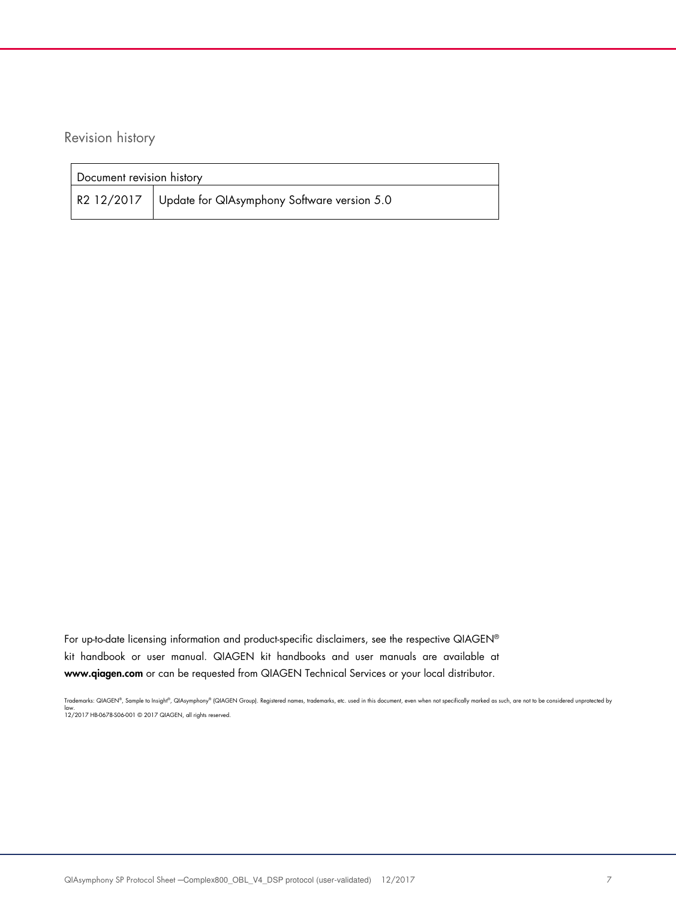## Revision history

| Document revision history | |
|---|---|
| R2 12/2017 | Update for QIAsymphony Software version 5.0 |

For up-to-date licensing information and product-specific disclaimers, see the respective QIAGEN® kit handbook or user manual. QIAGEN kit handbooks and user manuals are available at **www.qiagen.com** or can be requested from QIAGEN Technical Services or your local distributor.

Trademarks: QIAGEN®, Sample to Insight®, QIAsymphony® (QIAGEN Group). Registered names, trademarks, etc. used in this document, even when not specifically marked as such, are not to be considered unprotected by law.
12/2017 HB-0678-S06-001 © 2017 QIAGEN, all rights reserved.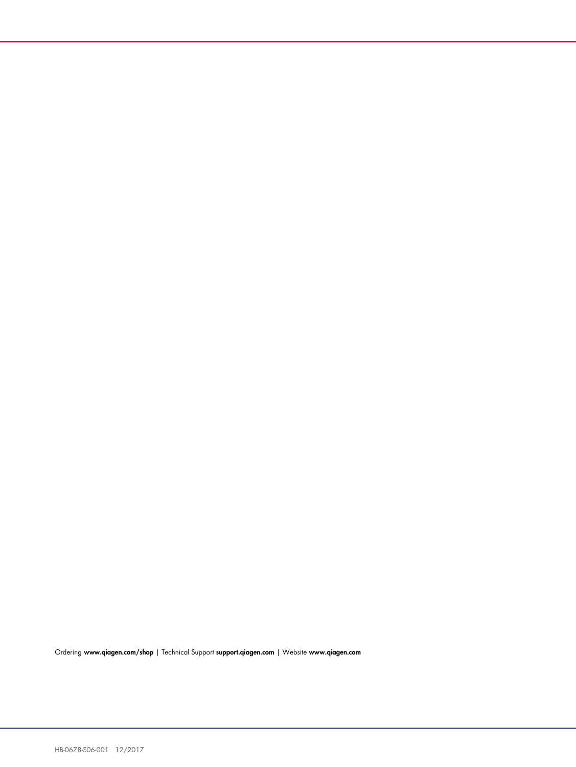Ordering **www.qiagen.com/shop** | Technical Support **support.qiagen.com** | Website **www.qiagen.com**

HB-0678-S06-001 12/2017